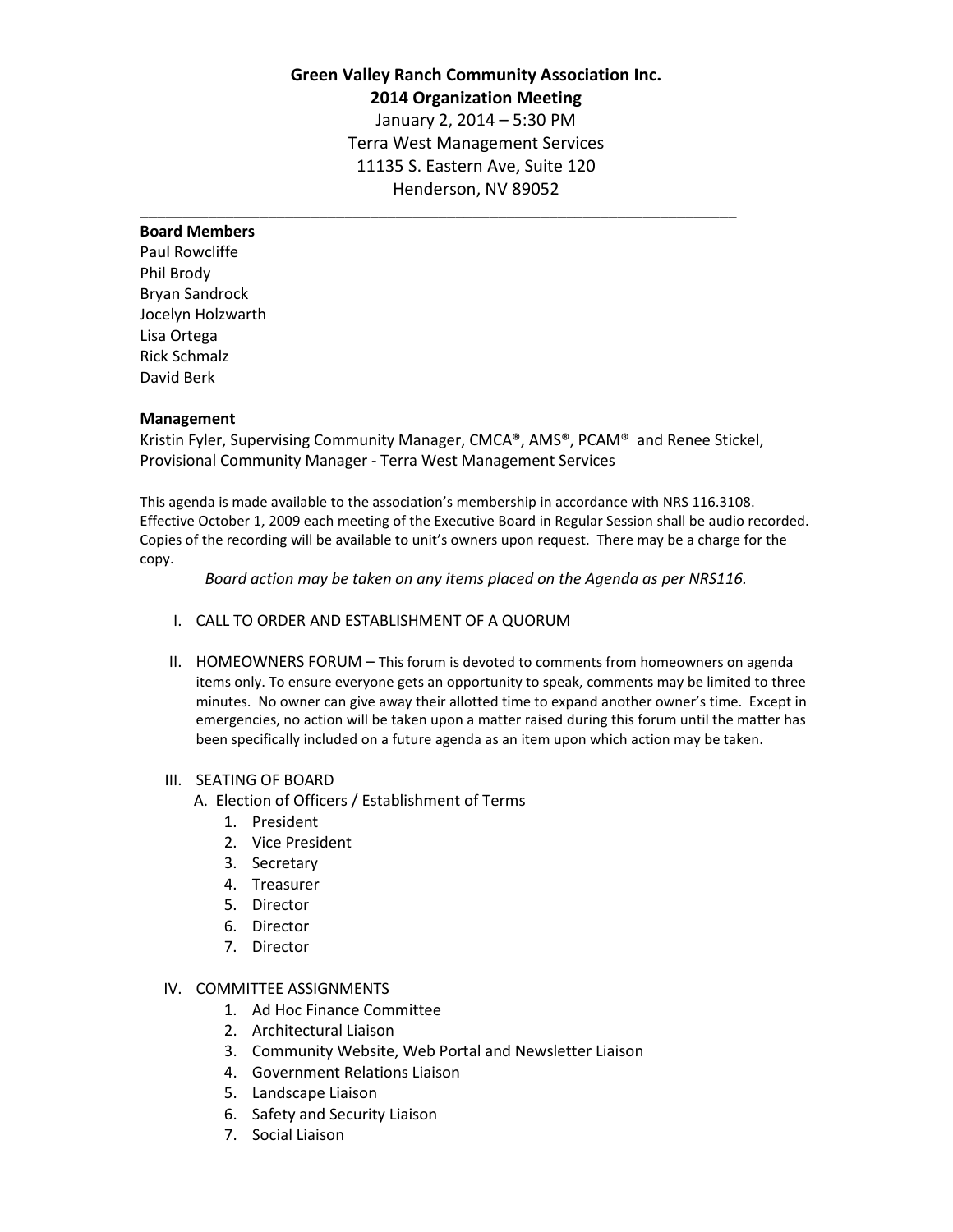# Green Valley Ranch Community Association Inc.

## 2014 Organization Meeting

January 2, 2014 – 5:30 PM
Terra West Management Services
11135 S. Eastern Ave, Suite 120
Henderson, NV 89052

---

**Board Members**

Paul Rowcliffe
Phil Brody
Bryan Sandrock
Jocelyn Holzwarth
Lisa Ortega
Rick Schmalz
David Berk

**Management**

Kristin Fyler, Supervising Community Manager, CMCA®, AMS®, PCAM® and Renee Stickel, Provisional Community Manager - Terra West Management Services

This agenda is made available to the association's membership in accordance with NRS 116.3108. Effective October 1, 2009 each meeting of the Executive Board in Regular Session shall be audio recorded. Copies of the recording will be available to unit's owners upon request. There may be a charge for the copy.

*Board action may be taken on any items placed on the Agenda as per NRS116.*

I. CALL TO ORDER AND ESTABLISHMENT OF A QUORUM

II. HOMEOWNERS FORUM – This forum is devoted to comments from homeowners on agenda items only. To ensure everyone gets an opportunity to speak, comments may be limited to three minutes. No owner can give away their allotted time to expand another owner's time. Except in emergencies, no action will be taken upon a matter raised during this forum until the matter has been specifically included on a future agenda as an item upon which action may be taken.

III. SEATING OF BOARD
   A. Election of Officers / Establishment of Terms
      1. President
      2. Vice President
      3. Secretary
      4. Treasurer
      5. Director
      6. Director
      7. Director

IV. COMMITTEE ASSIGNMENTS
   1. Ad Hoc Finance Committee
   2. Architectural Liaison
   3. Community Website, Web Portal and Newsletter Liaison
   4. Government Relations Liaison
   5. Landscape Liaison
   6. Safety and Security Liaison
   7. Social Liaison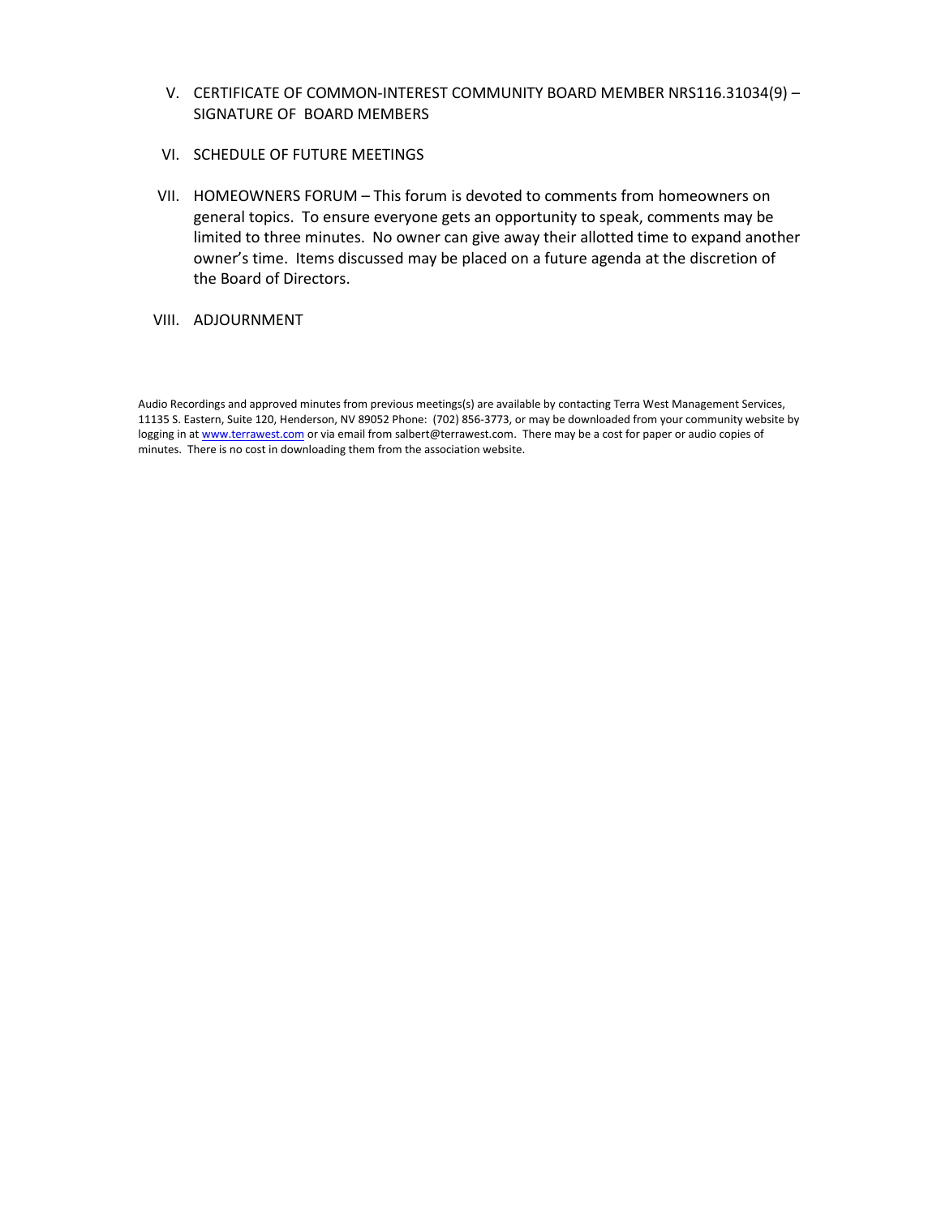V. CERTIFICATE OF COMMON-INTEREST COMMUNITY BOARD MEMBER NRS116.31034(9) – SIGNATURE OF BOARD MEMBERS

VI. SCHEDULE OF FUTURE MEETINGS

VII. HOMEOWNERS FORUM – This forum is devoted to comments from homeowners on general topics. To ensure everyone gets an opportunity to speak, comments may be limited to three minutes. No owner can give away their allotted time to expand another owner's time. Items discussed may be placed on a future agenda at the discretion of the Board of Directors.

VIII. ADJOURNMENT

Audio Recordings and approved minutes from previous meetings(s) are available by contacting Terra West Management Services, 11135 S. Eastern, Suite 120, Henderson, NV 89052 Phone: (702) 856-3773, or may be downloaded from your community website by logging in at www.terrawest.com or via email from salbert@terrawest.com. There may be a cost for paper or audio copies of minutes. There is no cost in downloading them from the association website.